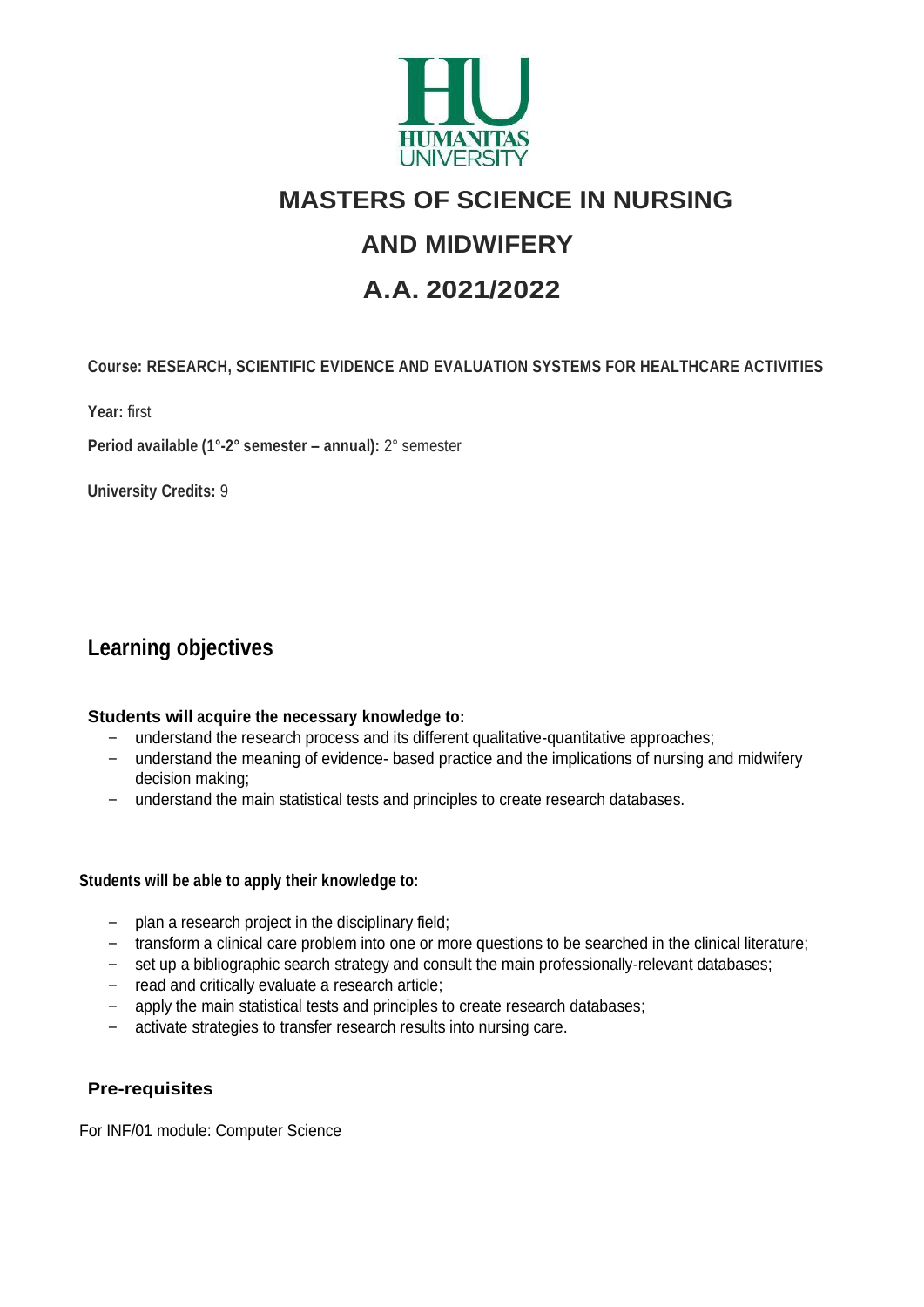# MASTERS OF SCIENCE IN NURSING AND MIDWIFERY

# A.A. 2021/2022

**Course: RESEARCH, SCIENTIFIC EVIDENCE AND EVALUATION SYSTEMS FOR HEALTHCARE ACTIVITIES**

**Year:** first

**Period available (1°-2° semester – annual):** 2° semester

**University Credits:** 9

## Learning objectives

**Students will acquire the necessary knowledge to:**

- understand the research process and its different qualitative-quantitative approaches;
- understand the meaning of evidence- based practice and the implications of nursing and midwifery decision making;
- understand the main statistical tests and principles to create research databases.

**Students will be able to apply their knowledge to:**

- plan a research project in the disciplinary field;
- transform a clinical care problem into one or more questions to be searched in the clinical literature;
- set up a bibliographic search strategy and consult the main professionally-relevant databases;
- read and critically evaluate a research article;
- apply the main statistical tests and principles to create research databases;
- activate strategies to transfer research results into nursing care.

## Pre-requisites

For INF/01 module: Computer Science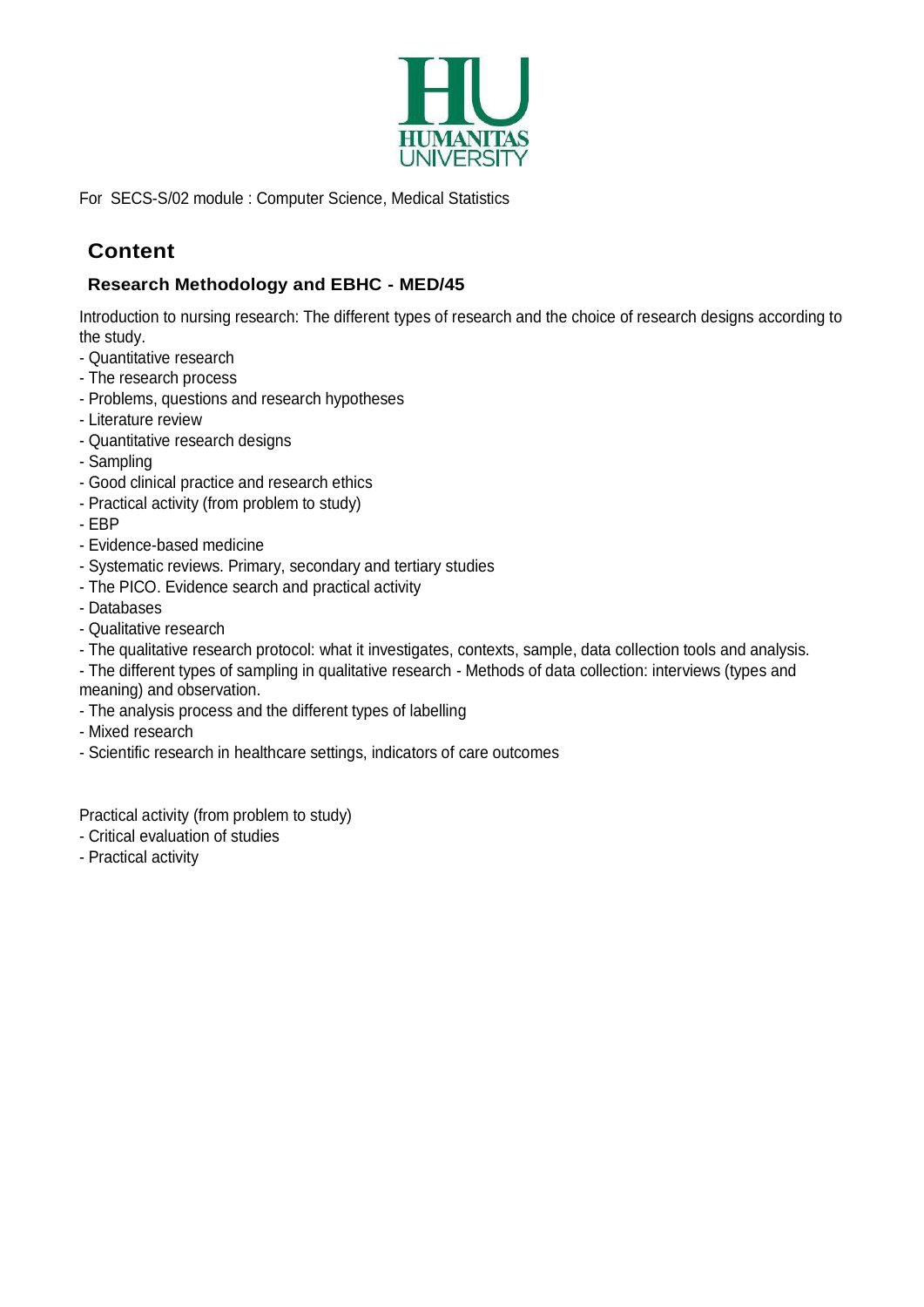For SECS-S/02 module : Computer Science, Medical Statistics

## Content

### Research Methodology and EBHC - MED/45

Introduction to nursing research: The different types of research and the choice of research designs according to the study.

- Quantitative research
- The research process
- Problems, questions and research hypotheses
- Literature review
- Quantitative research designs
- Sampling
- Good clinical practice and research ethics
- Practical activity (from problem to study)
- EBP
- Evidence-based medicine
- Systematic reviews. Primary, secondary and tertiary studies
- The PICO. Evidence search and practical activity
- Databases
- Qualitative research
- The qualitative research protocol: what it investigates, contexts, sample, data collection tools and analysis.
- The different types of sampling in qualitative research - Methods of data collection: interviews (types and meaning) and observation.
- The analysis process and the different types of labelling
- Mixed research
- Scientific research in healthcare settings, indicators of care outcomes

Practical activity (from problem to study)

- Critical evaluation of studies
- Practical activity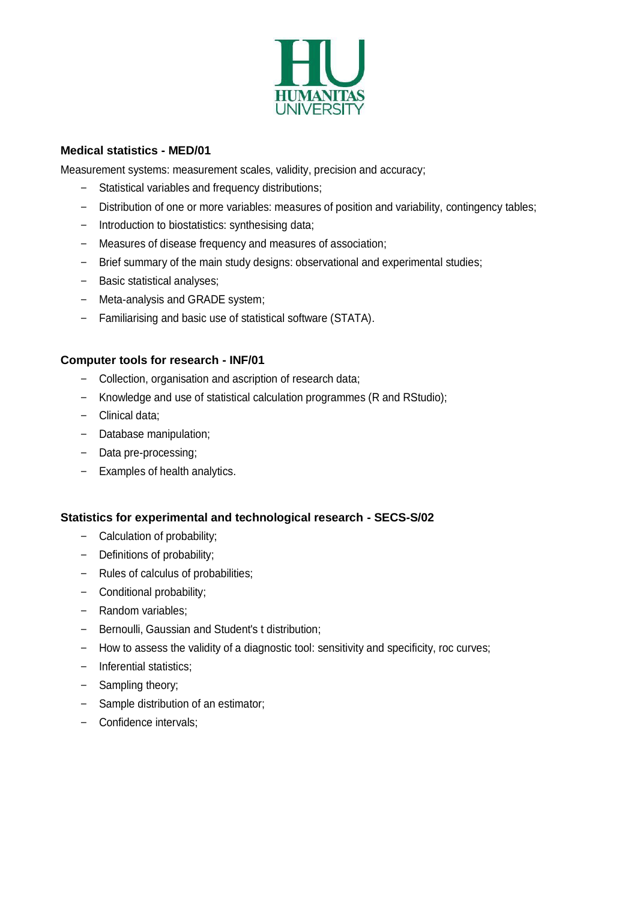**Medical statistics - MED/01**

Measurement systems: measurement scales, validity, precision and accuracy;

- Statistical variables and frequency distributions;
- Distribution of one or more variables: measures of position and variability, contingency tables;
- Introduction to biostatistics: synthesising data;
- Measures of disease frequency and measures of association;
- Brief summary of the main study designs: observational and experimental studies;
- Basic statistical analyses;
- Meta-analysis and GRADE system;
- Familiarising and basic use of statistical software (STATA).

**Computer tools for research - INF/01**

- Collection, organisation and ascription of research data;
- Knowledge and use of statistical calculation programmes (R and RStudio);
- Clinical data;
- Database manipulation;
- Data pre-processing;
- Examples of health analytics.

**Statistics for experimental and technological research - SECS-S/02**

- Calculation of probability;
- Definitions of probability;
- Rules of calculus of probabilities;
- Conditional probability;
- Random variables;
- Bernoulli, Gaussian and Student's t distribution;
- How to assess the validity of a diagnostic tool: sensitivity and specificity, roc curves;
- Inferential statistics;
- Sampling theory;
- Sample distribution of an estimator;
- Confidence intervals;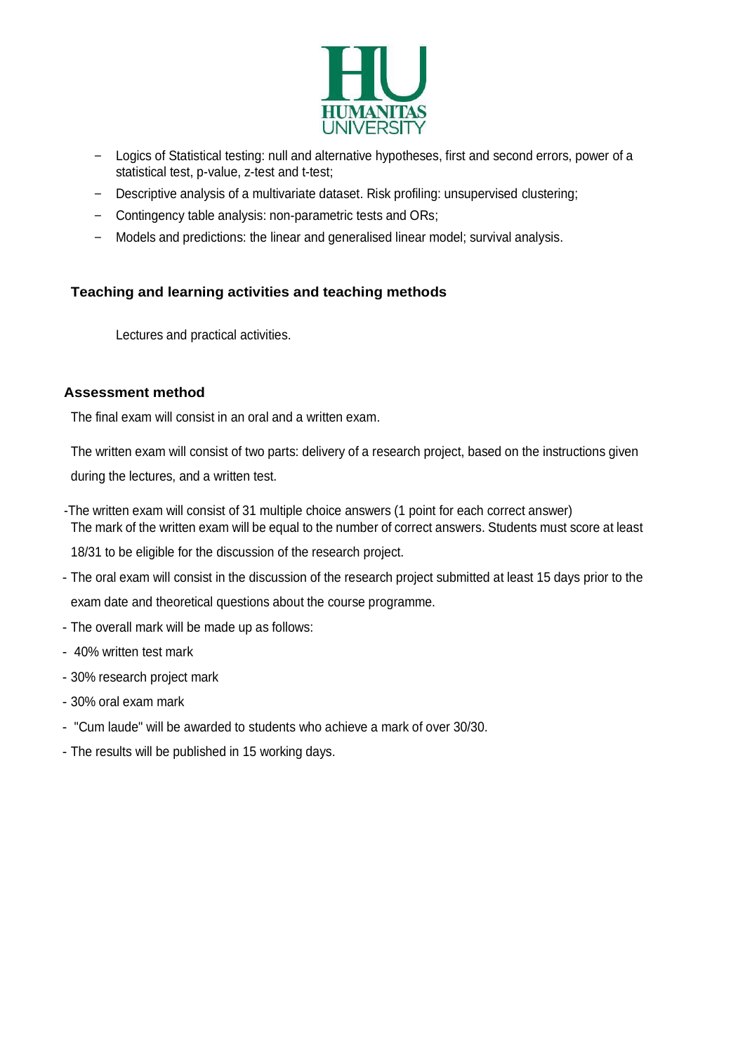- Logics of Statistical testing: null and alternative hypotheses, first and second errors, power of a statistical test, p-value, z-test and t-test;
- Descriptive analysis of a multivariate dataset. Risk profiling: unsupervised clustering;
- Contingency table analysis: non-parametric tests and ORs;
- Models and predictions: the linear and generalised linear model; survival analysis.

## Teaching and learning activities and teaching methods

Lectures and practical activities.

## Assessment method

The final exam will consist in an oral and a written exam.

The written exam will consist of two parts: delivery of a research project, based on the instructions given during the lectures, and a written test.

- The written exam will consist of 31 multiple choice answers (1 point for each correct answer) The mark of the written exam will be equal to the number of correct answers. Students must score at least 18/31 to be eligible for the discussion of the research project.
- The oral exam will consist in the discussion of the research project submitted at least 15 days prior to the exam date and theoretical questions about the course programme.
- The overall mark will be made up as follows:
- 40% written test mark
- 30% research project mark
- 30% oral exam mark
- "Cum laude" will be awarded to students who achieve a mark of over 30/30.
- The results will be published in 15 working days.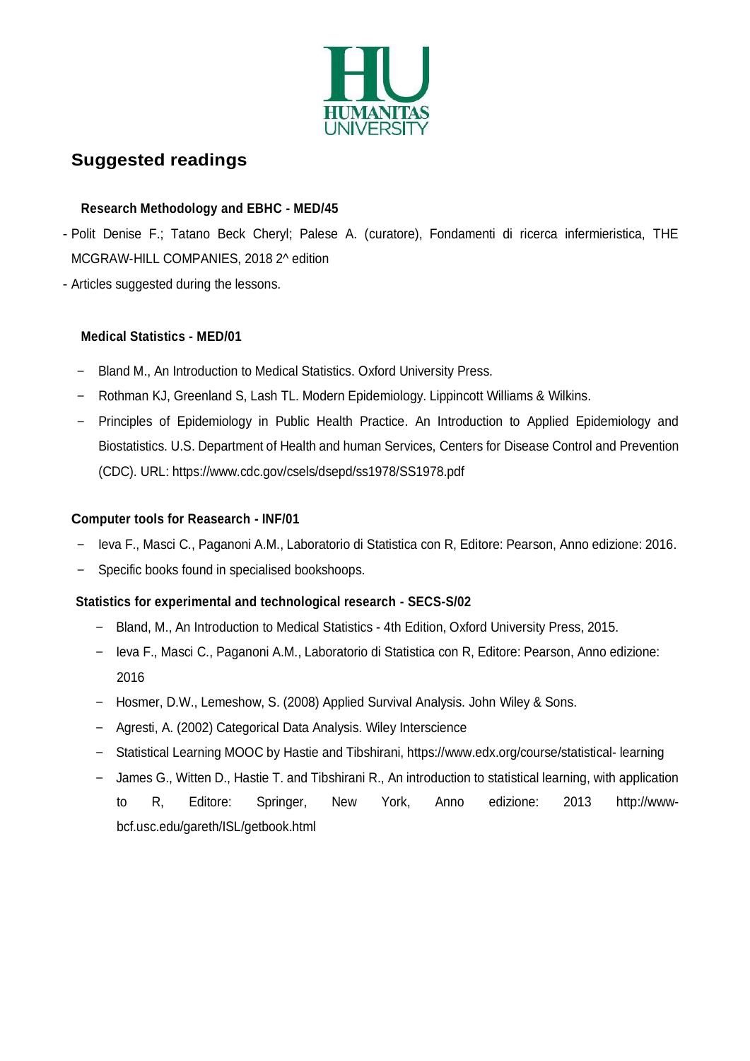HUMANITAS UNIVERSITY

## Suggested readings

**Research Methodology and EBHC - MED/45**

- Polit Denise F.; Tatano Beck Cheryl; Palese A. (curatore), Fondamenti di ricerca infermieristica, THE MCGRAW-HILL COMPANIES, 2018 2^ edition
- Articles suggested during the lessons.

**Medical Statistics - MED/01**

- Bland M., An Introduction to Medical Statistics. Oxford University Press.
- Rothman KJ, Greenland S, Lash TL. Modern Epidemiology. Lippincott Williams & Wilkins.
- Principles of Epidemiology in Public Health Practice. An Introduction to Applied Epidemiology and Biostatistics. U.S. Department of Health and human Services, Centers for Disease Control and Prevention (CDC). URL: https://www.cdc.gov/csels/dsepd/ss1978/SS1978.pdf

**Computer tools for Reasearch - INF/01**

- Ieva F., Masci C., Paganoni A.M., Laboratorio di Statistica con R, Editore: Pearson, Anno edizione: 2016.
- Specific books found in specialised bookshoops.

**Statistics for experimental and technological research - SECS-S/02**

- Bland, M., An Introduction to Medical Statistics - 4th Edition, Oxford University Press, 2015.
- Ieva F., Masci C., Paganoni A.M., Laboratorio di Statistica con R, Editore: Pearson, Anno edizione: 2016
- Hosmer, D.W., Lemeshow, S. (2008) Applied Survival Analysis. John Wiley & Sons.
- Agresti, A. (2002) Categorical Data Analysis. Wiley Interscience
- Statistical Learning MOOC by Hastie and Tibshirani, https://www.edx.org/course/statistical- learning
- James G., Witten D., Hastie T. and Tibshirani R., An introduction to statistical learning, with application to R, Editore: Springer, New York, Anno edizione: 2013 http://www-bcf.usc.edu/gareth/ISL/getbook.html